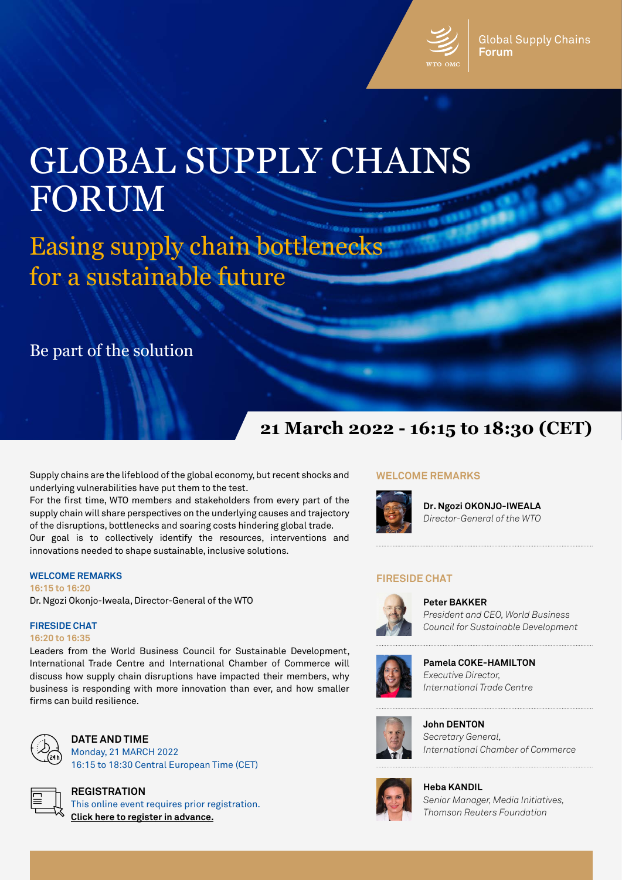WTO OMC | Global Supply Chains **Forum**

# GLOBAL SUPPLY CHAINS FORUM

## Easing supply chain bottlenecks for a sustainable future

Be part of the solution

**21 March 2022 - 16:15 to 18:30 (CET)**

Supply chains are the lifeblood of the global economy, but recent shocks and underlying vulnerabilities have put them to the test.
For the first time, WTO members and stakeholders from every part of the supply chain will share perspectives on the underlying causes and trajectory of the disruptions, bottlenecks and soaring costs hindering global trade.
Our goal is to collectively identify the resources, interventions and innovations needed to shape sustainable, inclusive solutions.

### WELCOME REMARKS

**16:15 to 16:20**

Dr. Ngozi Okonjo-Iweala, Director-General of the WTO

### FIRESIDE CHAT

**16:20 to 16:35**

Leaders from the World Business Council for Sustainable Development, International Trade Centre and International Chamber of Commerce will discuss how supply chain disruptions have impacted their members, why business is responding with more innovation than ever, and how smaller firms can build resilience.

### DATE AND TIME

Monday, 21 MARCH 2022
16:15 to 18:30 Central European Time (CET)

### REGISTRATION

This online event requires prior registration.
**Click here to register in advance.**

### WELCOME REMARKS

**Dr. Ngozi OKONJO-IWEALA**
*Director-General of the WTO*

### FIRESIDE CHAT

**Peter BAKKER**
*President and CEO, World Business Council for Sustainable Development*

**Pamela COKE-HAMILTON**
*Executive Director, International Trade Centre*

**John DENTON**
*Secretary General, International Chamber of Commerce*

**Heba KANDIL**
*Senior Manager, Media Initiatives, Thomson Reuters Foundation*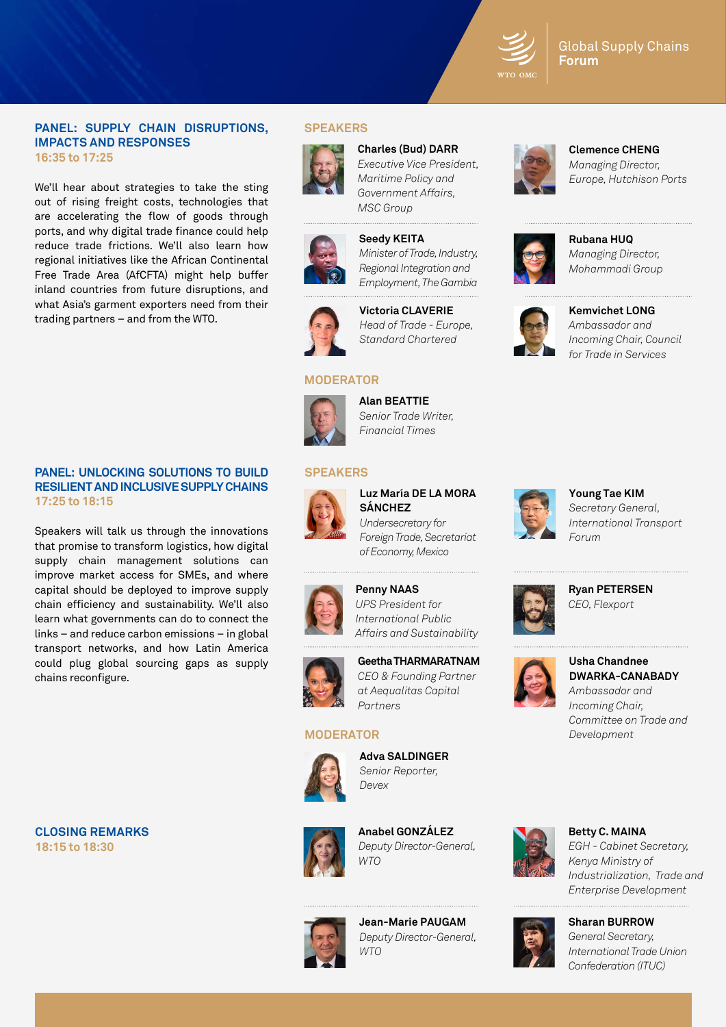Global Supply Chains **Forum**

## PANEL: SUPPLY CHAIN DISRUPTIONS, IMPACTS AND RESPONSES

**16:35 to 17:25**

We'll hear about strategies to take the sting out of rising freight costs, technologies that are accelerating the flow of goods through ports, and why digital trade finance could help reduce trade frictions. We'll also learn how regional initiatives like the African Continental Free Trade Area (AfCFTA) might help buffer inland countries from future disruptions, and what Asia's garment exporters need from their trading partners – and from the WTO.

### SPEAKERS

**Charles (Bud) DARR**
*Executive Vice President, Maritime Policy and Government Affairs, MSC Group*

**Clemence CHENG**
*Managing Director, Europe, Hutchison Ports*

**Seedy KEITA**
*Minister of Trade, Industry, Regional Integration and Employment, The Gambia*

**Rubana HUQ**
*Managing Director, Mohammadi Group*

**Victoria CLAVERIE**
*Head of Trade - Europe, Standard Chartered*

**Kemvichet LONG**
*Ambassador and Incoming Chair, Council for Trade in Services*

### MODERATOR

**Alan BEATTIE**
*Senior Trade Writer, Financial Times*

## PANEL: UNLOCKING SOLUTIONS TO BUILD RESILIENT AND INCLUSIVE SUPPLY CHAINS

**17:25 to 18:15**

Speakers will talk us through the innovations that promise to transform logistics, how digital supply chain management solutions can improve market access for SMEs, and where capital should be deployed to improve supply chain efficiency and sustainability. We'll also learn what governments can do to connect the links – and reduce carbon emissions – in global transport networks, and how Latin America could plug global sourcing gaps as supply chains reconfigure.

### SPEAKERS

**Luz María DE LA MORA SÁNCHEZ**
*Undersecretary for Foreign Trade, Secretariat of Economy, Mexico*

**Young Tae KIM**
*Secretary General, International Transport Forum*

**Penny NAAS**
*UPS President for International Public Affairs and Sustainability*

**Ryan PETERSEN**
*CEO, Flexport*

**Geetha THARMARATNAM**
*CEO & Founding Partner at Aequalitas Capital Partners*

**Usha Chandnee DWARKA-CANABADY**
*Ambassador and Incoming Chair, Committee on Trade and Development*

### MODERATOR

**Adva SALDINGER**
*Senior Reporter, Devex*

## CLOSING REMARKS

**18:15 to 18:30**

**Anabel GONZÁLEZ**
*Deputy Director-General, WTO*

**Betty C. MAINA**
*EGH - Cabinet Secretary, Kenya Ministry of Industrialization, Trade and Enterprise Development*

**Jean-Marie PAUGAM**
*Deputy Director-General, WTO*

**Sharan BURROW**
*General Secretary, International Trade Union Confederation (ITUC)*